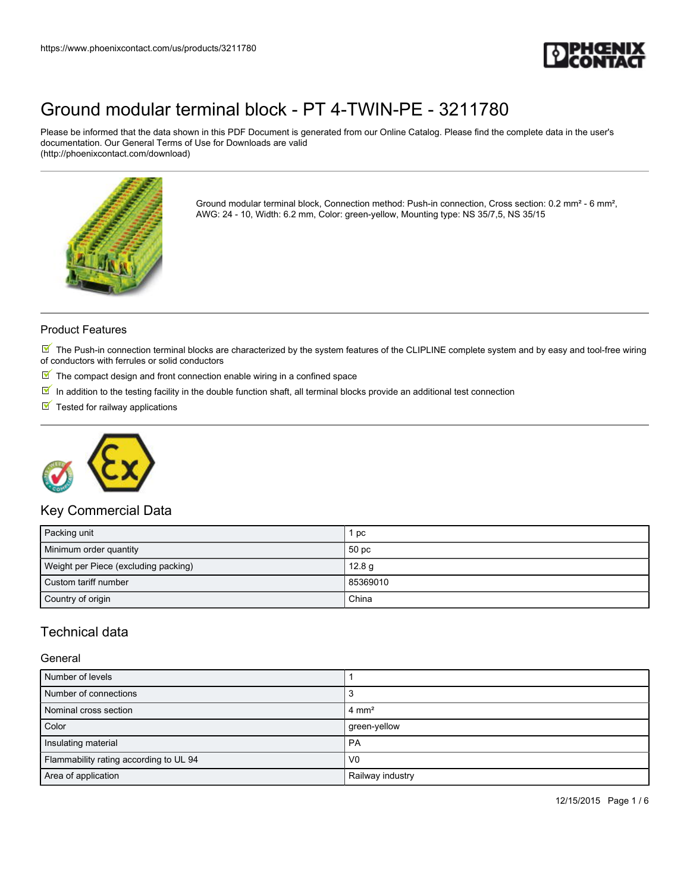https://www.phoenixcontact.com/us/products/3211780

# Ground modular terminal block - PT 4-TWIN-PE - 3211780

Please be informed that the data shown in this PDF Document is generated from our Online Catalog. Please find the complete data in the user's documentation. Our General Terms of Use for Downloads are valid (http://phoenixcontact.com/download)

Ground modular terminal block, Connection method: Push-in connection, Cross section: 0.2 mm² - 6 mm², AWG: 24 - 10, Width: 6.2 mm, Color: green-yellow, Mounting type: NS 35/7,5, NS 35/15

## Product Features

- The Push-in connection terminal blocks are characterized by the system features of the CLIPLINE complete system and by easy and tool-free wiring of conductors with ferrules or solid conductors
- The compact design and front connection enable wiring in a confined space
- In addition to the testing facility in the double function shaft, all terminal blocks provide an additional test connection
- Tested for railway applications

## Key Commercial Data

| | |
|---|---|
| Packing unit | 1 pc |
| Minimum order quantity | 50 pc |
| Weight per Piece (excluding packing) | 12.8 g |
| Custom tariff number | 85369010 |
| Country of origin | China |

## Technical data

### General

| | |
|---|---|
| Number of levels | 1 |
| Number of connections | 3 |
| Nominal cross section | 4 mm² |
| Color | green-yellow |
| Insulating material | PA |
| Flammability rating according to UL 94 | V0 |
| Area of application | Railway industry |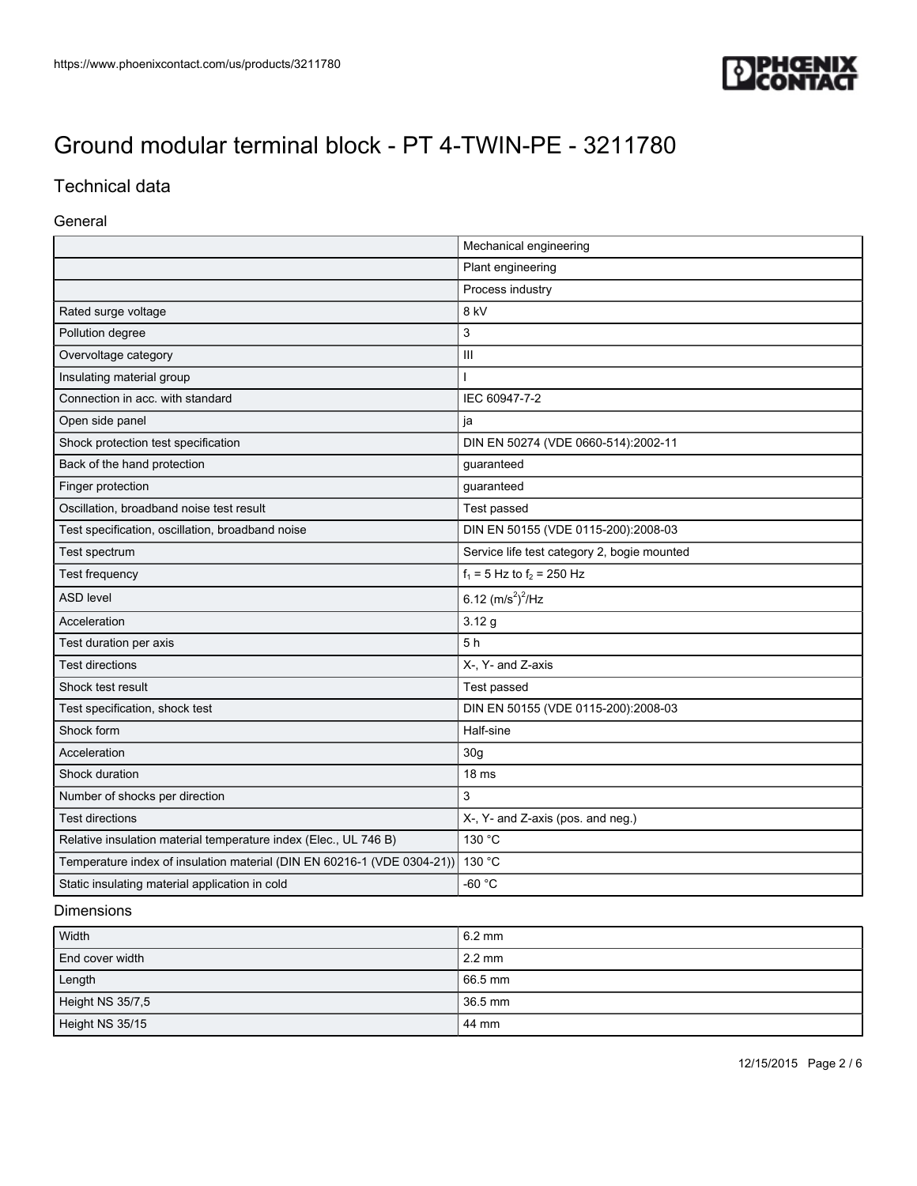# Ground modular terminal block - PT 4-TWIN-PE - 3211780

## Technical data

### General

| | |
|---|---|
| | Mechanical engineering |
| | Plant engineering |
| | Process industry |
| Rated surge voltage | 8 kV |
| Pollution degree | 3 |
| Overvoltage category | III |
| Insulating material group | I |
| Connection in acc. with standard | IEC 60947-7-2 |
| Open side panel | ja |
| Shock protection test specification | DIN EN 50274 (VDE 0660-514):2002-11 |
| Back of the hand protection | guaranteed |
| Finger protection | guaranteed |
| Oscillation, broadband noise test result | Test passed |
| Test specification, oscillation, broadband noise | DIN EN 50155 (VDE 0115-200):2008-03 |
| Test spectrum | Service life test category 2, bogie mounted |
| Test frequency | $f_1$ = 5 Hz to $f_2$ = 250 Hz |
| ASD level | 6.12 $(m/s^2)^2/Hz$ |
| Acceleration | 3.12 g |
| Test duration per axis | 5 h |
| Test directions | X-, Y- and Z-axis |
| Shock test result | Test passed |
| Test specification, shock test | DIN EN 50155 (VDE 0115-200):2008-03 |
| Shock form | Half-sine |
| Acceleration | 30g |
| Shock duration | 18 ms |
| Number of shocks per direction | 3 |
| Test directions | X-, Y- and Z-axis (pos. and neg.) |
| Relative insulation material temperature index (Elec., UL 746 B) | 130 °C |
| Temperature index of insulation material (DIN EN 60216-1 (VDE 0304-21)) | 130 °C |
| Static insulating material application in cold | -60 °C |

### Dimensions

| | |
|---|---|
| Width | 6.2 mm |
| End cover width | 2.2 mm |
| Length | 66.5 mm |
| Height NS 35/7,5 | 36.5 mm |
| Height NS 35/15 | 44 mm |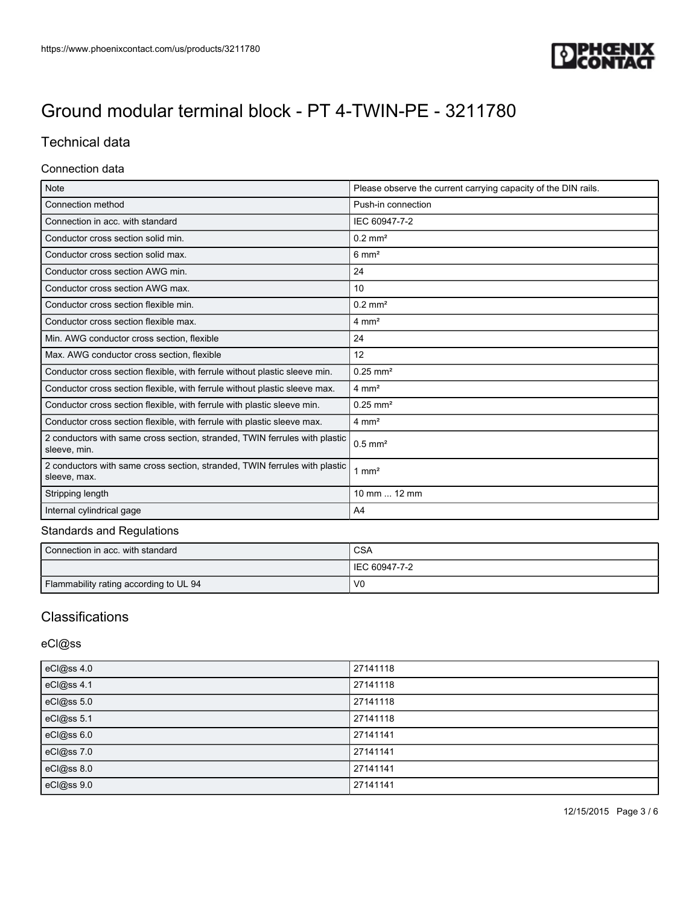# Ground modular terminal block - PT 4-TWIN-PE - 3211780

## Technical data

### Connection data

| | |
|---|---|
| Note | Please observe the current carrying capacity of the DIN rails. |
| Connection method | Push-in connection |
| Connection in acc. with standard | IEC 60947-7-2 |
| Conductor cross section solid min. | 0.2 mm² |
| Conductor cross section solid max. | 6 mm² |
| Conductor cross section AWG min. | 24 |
| Conductor cross section AWG max. | 10 |
| Conductor cross section flexible min. | 0.2 mm² |
| Conductor cross section flexible max. | 4 mm² |
| Min. AWG conductor cross section, flexible | 24 |
| Max. AWG conductor cross section, flexible | 12 |
| Conductor cross section flexible, with ferrule without plastic sleeve min. | 0.25 mm² |
| Conductor cross section flexible, with ferrule without plastic sleeve max. | 4 mm² |
| Conductor cross section flexible, with ferrule with plastic sleeve min. | 0.25 mm² |
| Conductor cross section flexible, with ferrule with plastic sleeve max. | 4 mm² |
| 2 conductors with same cross section, stranded, TWIN ferrules with plastic sleeve, min. | 0.5 mm² |
| 2 conductors with same cross section, stranded, TWIN ferrules with plastic sleeve, max. | 1 mm² |
| Stripping length | 10 mm ... 12 mm |
| Internal cylindrical gage | A4 |

### Standards and Regulations

| | |
|---|---|
| Connection in acc. with standard | CSA |
| | IEC 60947-7-2 |
| Flammability rating according to UL 94 | V0 |

## Classifications

### eCl@ss

| | |
|---|---|
| eCl@ss 4.0 | 27141118 |
| eCl@ss 4.1 | 27141118 |
| eCl@ss 5.0 | 27141118 |
| eCl@ss 5.1 | 27141118 |
| eCl@ss 6.0 | 27141141 |
| eCl@ss 7.0 | 27141141 |
| eCl@ss 8.0 | 27141141 |
| eCl@ss 9.0 | 27141141 |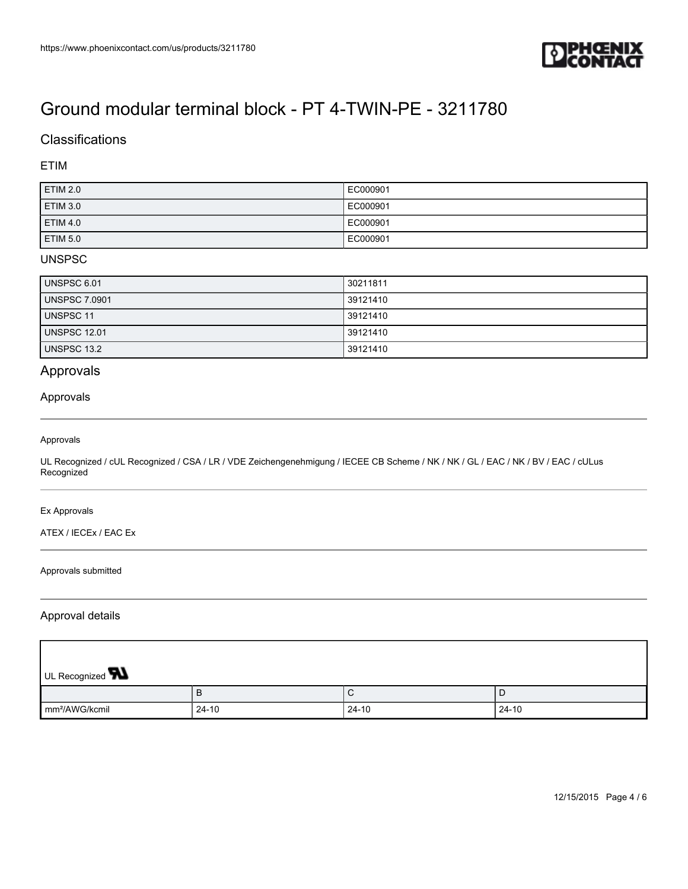# Ground modular terminal block - PT 4-TWIN-PE - 3211780

## Classifications

### ETIM

| | |
|---|---|
| ETIM 2.0 | EC000901 |
| ETIM 3.0 | EC000901 |
| ETIM 4.0 | EC000901 |
| ETIM 5.0 | EC000901 |

### UNSPSC

| | |
|---|---|
| UNSPSC 6.01 | 30211811 |
| UNSPSC 7.0901 | 39121410 |
| UNSPSC 11 | 39121410 |
| UNSPSC 12.01 | 39121410 |
| UNSPSC 13.2 | 39121410 |

## Approvals

### Approvals

Approvals

UL Recognized / cUL Recognized / CSA / LR / VDE Zeichengenehmigung / IECEE CB Scheme / NK / NK / GL / EAC / NK / BV / EAC / cULus Recognized

Ex Approvals

ATEX / IECEx / EAC Ex

Approvals submitted

### Approval details

UL Recognized

| | B | C | D |
|---|---|---|---|
| mm²/AWG/kcmil | 24-10 | 24-10 | 24-10 |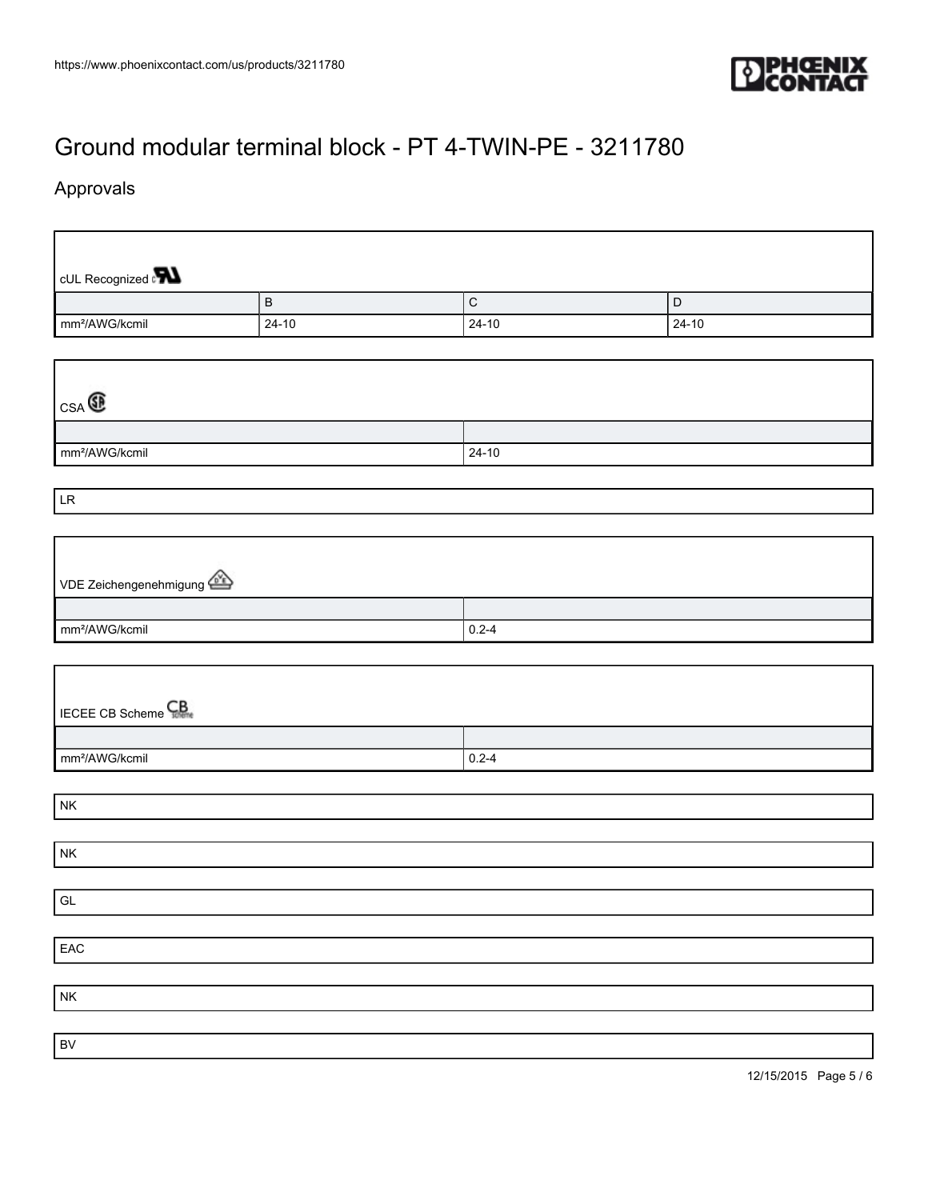# Ground modular terminal block - PT 4-TWIN-PE - 3211780

## Approvals

cUL Recognized

| | B | C | D |
|---|---|---|---|
| mm²/AWG/kcmil | 24-10 | 24-10 | 24-10 |

CSA

| | |
|---|---|
| mm²/AWG/kcmil | 24-10 |

LR

VDE Zeichengenehmigung

| | |
|---|---|
| mm²/AWG/kcmil | 0.2-4 |

IECEE CB Scheme

| | |
|---|---|
| mm²/AWG/kcmil | 0.2-4 |

NK

NK

GL

EAC

NK

BV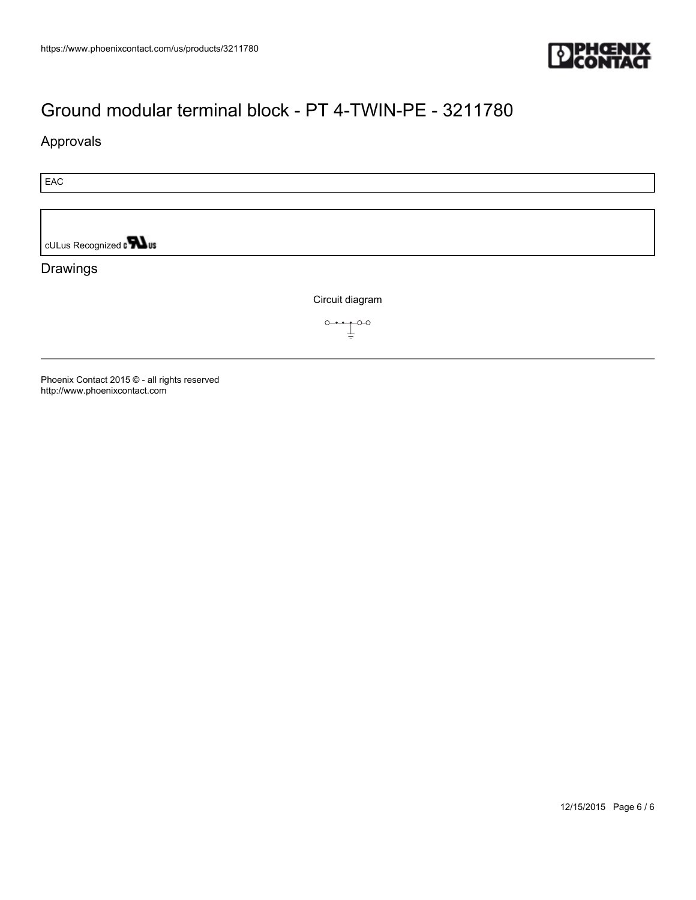# Ground modular terminal block - PT 4-TWIN-PE - 3211780

## Approvals

EAC

cULus Recognized

## Drawings

Circuit diagram

Phoenix Contact 2015 © - all rights reserved
http://www.phoenixcontact.com